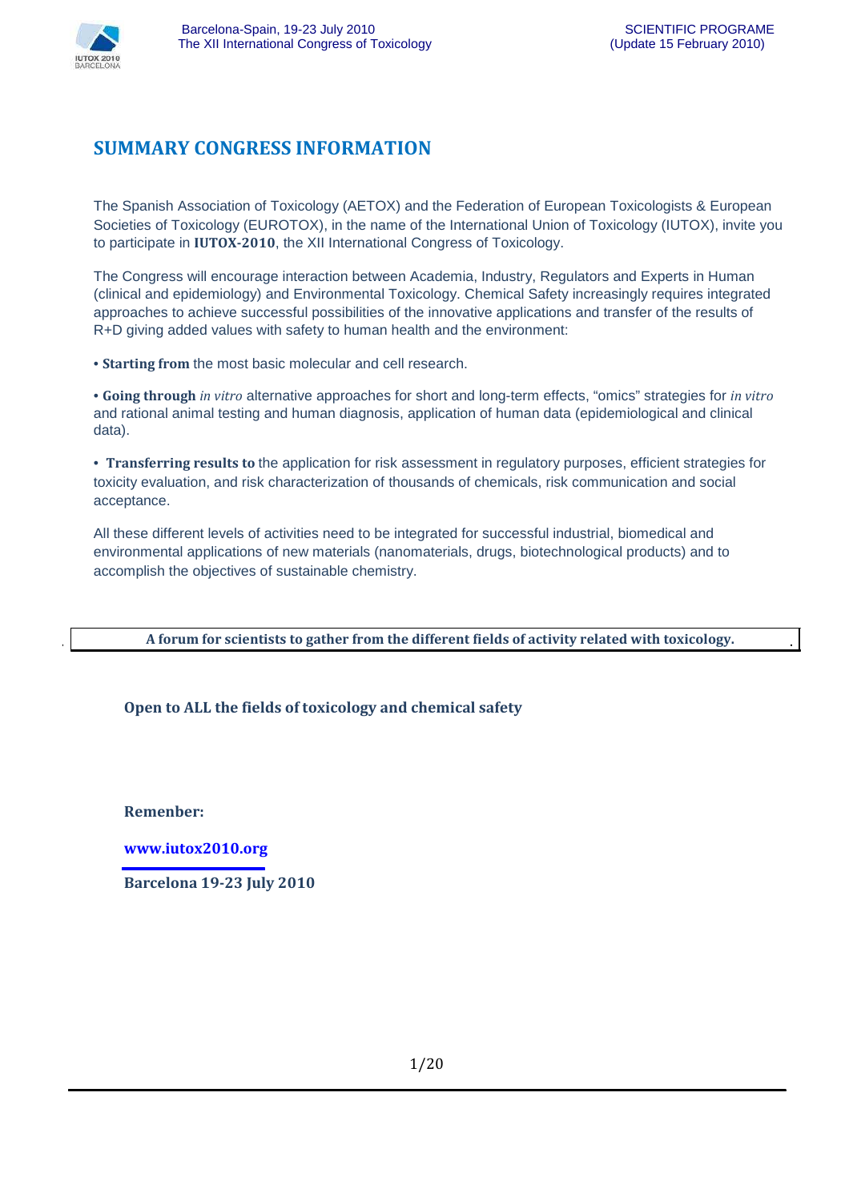## SUMMARY CONGRESS INFORMATION

The Spanish Association of Toxicology (AETOX) and the Federation of European Toxicologists & European Societies of Toxicology (EUROTOX), in the name of the International Union of Toxicology (IUTOX), invite you to participate in **IUTOX-2010**, the XII International Congress of Toxicology.

The Congress will encourage interaction between Academia, Industry, Regulators and Experts in Human (clinical and epidemiology) and Environmental Toxicology. Chemical Safety increasingly requires integrated approaches to achieve successful possibilities of the innovative applications and transfer of the results of R+D giving added values with safety to human health and the environment:

• **Starting from** the most basic molecular and cell research.

• **Going through** *in vitro* alternative approaches for short and long-term effects, "omics" strategies for *in vitro* and rational animal testing and human diagnosis, application of human data (epidemiological and clinical data).

• **Transferring results to** the application for risk assessment in regulatory purposes, efficient strategies for toxicity evaluation, and risk characterization of thousands of chemicals, risk communication and social acceptance.

All these different levels of activities need to be integrated for successful industrial, biomedical and environmental applications of new materials (nanomaterials, drugs, biotechnological products) and to accomplish the objectives of sustainable chemistry.

**A forum for scientists to gather from the different fields of activity related with toxicology.**

**Open to ALL the fields of toxicology and chemical safety**

**Remenber:**

**www.iutox2010.org**

**Barcelona 19-23 July 2010**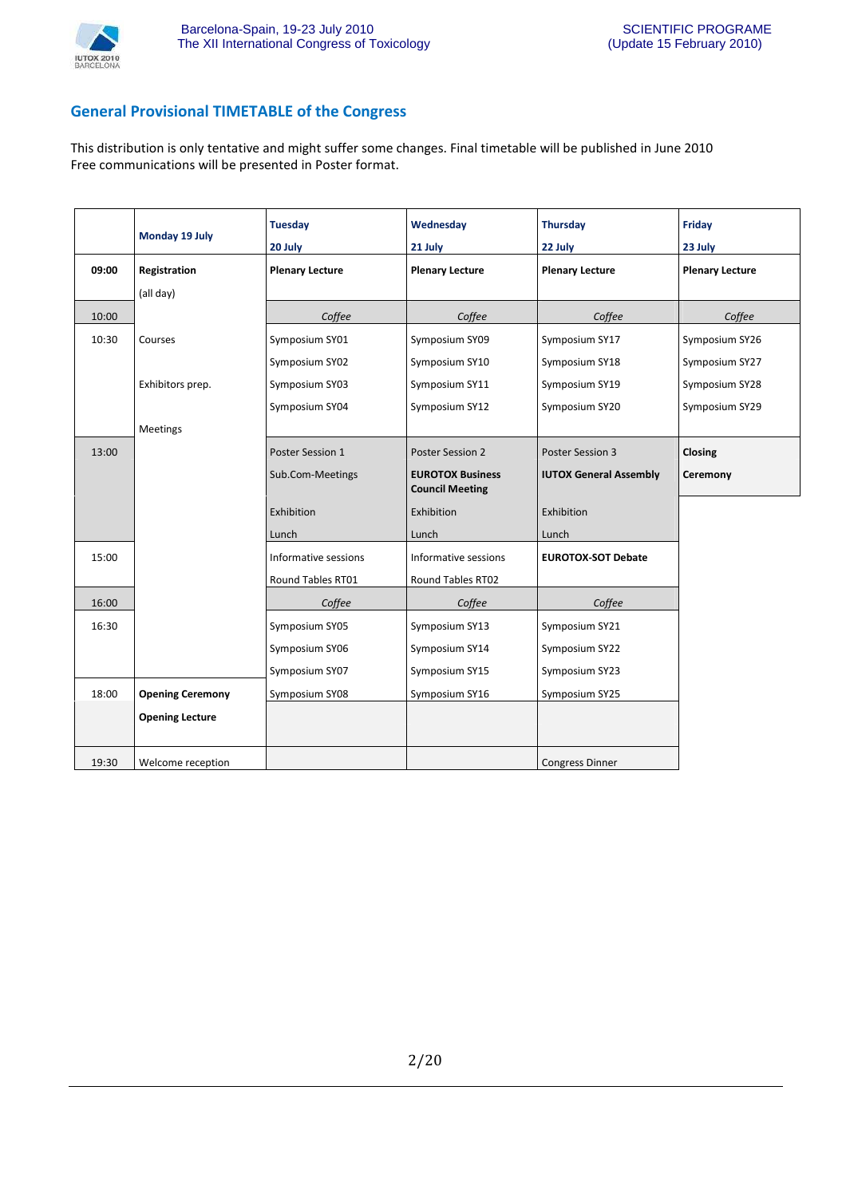## General Provisional TIMETABLE of the Congress

This distribution is only tentative and might suffer some changes. Final timetable will be published in June 2010
Free communications will be presented in Poster format.

| | **Monday 19 July** | **Tuesday 20 July** | **Wednesday 21 July** | **Thursday 22 July** | **Friday 23 July** |
|---|---|---|---|---|---|
| **09:00** | **Registration** (all day) | **Plenary Lecture** | **Plenary Lecture** | **Plenary Lecture** | **Plenary Lecture** |
| 10:00 | | *Coffee* | *Coffee* | *Coffee* | *Coffee* |
| 10:30 | Courses<br>Exhibitors prep.<br>Meetings | Symposium SY01<br>Symposium SY02<br>Symposium SY03<br>Symposium SY04 | Symposium SY09<br>Symposium SY10<br>Symposium SY11<br>Symposium SY12 | Symposium SY17<br>Symposium SY18<br>Symposium SY19<br>Symposium SY20 | Symposium SY26<br>Symposium SY27<br>Symposium SY28<br>Symposium SY29 |
| 13:00 | | Poster Session 1<br>Sub.Com-Meetings | Poster Session 2<br>**EUROTOX Business Council Meeting** | Poster Session 3<br>**IUTOX General Assembly** | **Closing Ceremony** |
| | | Exhibition<br>Lunch | Exhibition<br>Lunch | Exhibition<br>Lunch | |
| 15:00 | | Informative sessions<br>Round Tables RT01 | Informative sessions<br>Round Tables RT02 | **EUROTOX-SOT Debate** | |
| 16:00 | | *Coffee* | *Coffee* | *Coffee* | |
| 16:30 | | Symposium SY05<br>Symposium SY06<br>Symposium SY07 | Symposium SY13<br>Symposium SY14<br>Symposium SY15 | Symposium SY21<br>Symposium SY22<br>Symposium SY23 | |
| 18:00 | **Opening Ceremony**<br>**Opening Lecture** | Symposium SY08 | Symposium SY16 | Symposium SY25 | |
| 19:30 | Welcome reception | | | Congress Dinner | |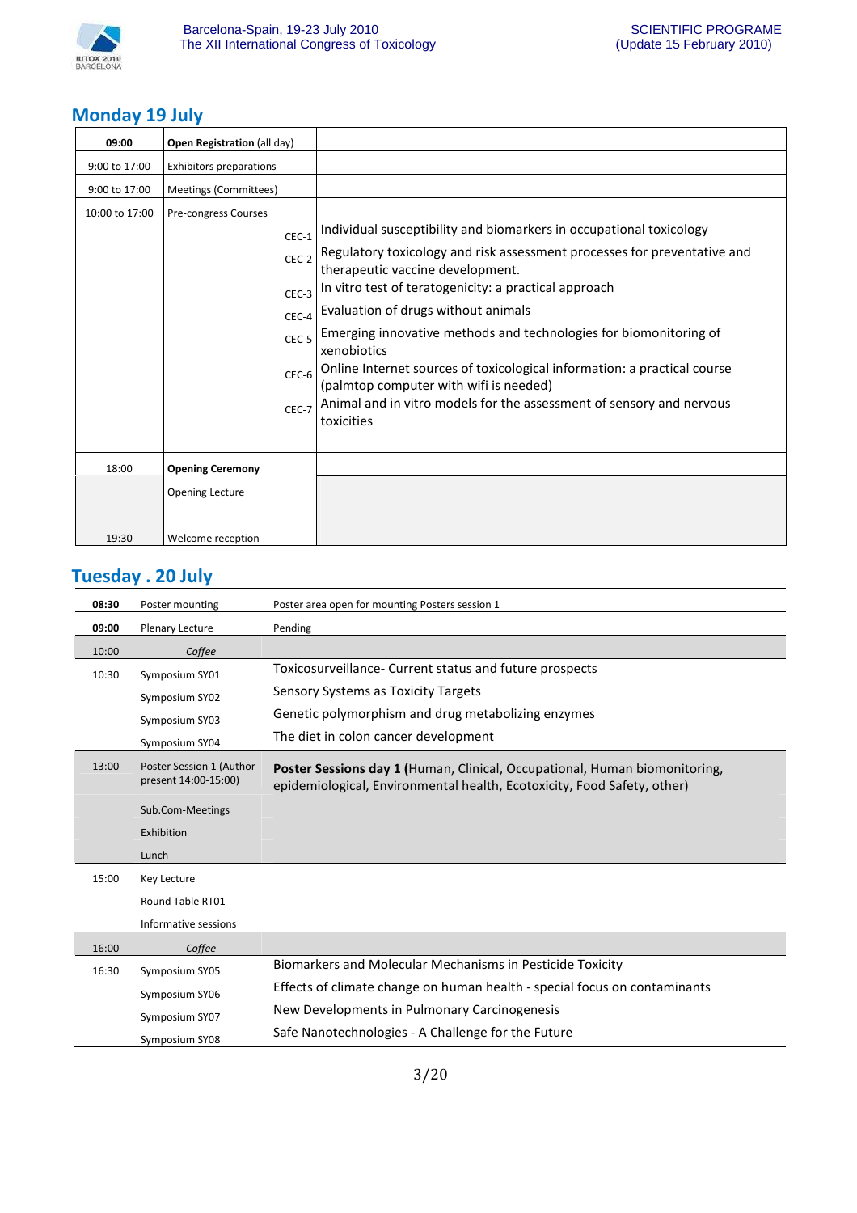## Monday 19 July

| | | |
|---|---|---|
| **09:00** | **Open Registration** (all day) | |
| 9:00 to 17:00 | Exhibitors preparations | |
| 9:00 to 17:00 | Meetings (Committees) | |
| 10:00 to 17:00 | Pre-congress Courses | |
| | CEC-1 | Individual susceptibility and biomarkers in occupational toxicology |
| | CEC-2 | Regulatory toxicology and risk assessment processes for preventative and therapeutic vaccine development. |
| | CEC-3 | In vitro test of teratogenicity: a practical approach |
| | CEC-4 | Evaluation of drugs without animals |
| | CEC-5 | Emerging innovative methods and technologies for biomonitoring of xenobiotics |
| | CEC-6 | Online Internet sources of toxicological information: a practical course (palmtop computer with wifi is needed) |
| | CEC-7 | Animal and in vitro models for the assessment of sensory and nervous toxicities |
| 18:00 | **Opening Ceremony** | |
| | Opening Lecture | |
| 19:30 | Welcome reception | |

## Tuesday . 20 July

| | | |
|---|---|---|
| **08:30** | Poster mounting | Poster area open for mounting Posters session 1 |
| **09:00** | Plenary Lecture | Pending |
| 10:00 | *Coffee* | |
| 10:30 | Symposium SY01 | Toxicosurveillance- Current status and future prospects |
| | Symposium SY02 | Sensory Systems as Toxicity Targets |
| | Symposium SY03 | Genetic polymorphism and drug metabolizing enzymes |
| | Symposium SY04 | The diet in colon cancer development |
| 13:00 | Poster Session 1 (Author present 14:00-15:00) | **Poster Sessions day 1** (Human, Clinical, Occupational, Human biomonitoring, epidemiological, Environmental health, Ecotoxicity, Food Safety, other) |
| | Sub.Com-Meetings | |
| | Exhibition | |
| | Lunch | |
| 15:00 | Key Lecture | |
| | Round Table RT01 | |
| | Informative sessions | |
| 16:00 | *Coffee* | |
| 16:30 | Symposium SY05 | Biomarkers and Molecular Mechanisms in Pesticide Toxicity |
| | Symposium SY06 | Effects of climate change on human health - special focus on contaminants |
| | Symposium SY07 | New Developments in Pulmonary Carcinogenesis |
| | Symposium SY08 | Safe Nanotechnologies - A Challenge for the Future |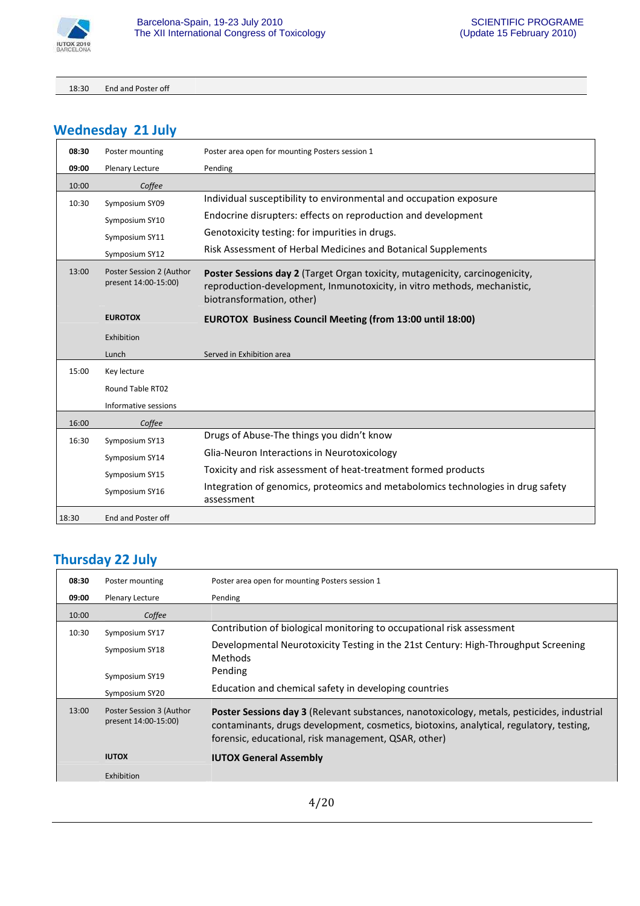| | | |
|---|---|---|
| 18:30 | End and Poster off | |

## Wednesday 21 July

| | | |
|---|---|---|
| **08:30** | Poster mounting | Poster area open for mounting Posters session 1 |
| **09:00** | Plenary Lecture | Pending |
| 10:00 | *Coffee* | |
| 10:30 | Symposium SY09 | Individual susceptibility to environmental and occupation exposure |
| | Symposium SY10 | Endocrine disrupters: effects on reproduction and development |
| | Symposium SY11 | Genotoxicity testing: for impurities in drugs. |
| | Symposium SY12 | Risk Assessment of Herbal Medicines and Botanical Supplements |
| 13:00 | Poster Session 2 (Author present 14:00-15:00) | **Poster Sessions day 2** (Target Organ toxicity, mutagenicity, carcinogenicity, reproduction-development, Inmunotoxicity, in vitro methods, mechanistic, biotransformation, other) |
| | **EUROTOX** | **EUROTOX Business Council Meeting (from 13:00 until 18:00)** |
| | Exhibition | |
| | Lunch | Served in Exhibition area |
| 15:00 | Key lecture | |
| | Round Table RT02 | |
| | Informative sessions | |
| 16:00 | *Coffee* | |
| 16:30 | Symposium SY13 | Drugs of Abuse-The things you didn't know |
| | Symposium SY14 | Glia-Neuron Interactions in Neurotoxicology |
| | Symposium SY15 | Toxicity and risk assessment of heat-treatment formed products |
| | Symposium SY16 | Integration of genomics, proteomics and metabolomics technologies in drug safety assessment |
| 18:30 | End and Poster off | |

## Thursday 22 July

| | | |
|---|---|---|
| **08:30** | Poster mounting | Poster area open for mounting Posters session 1 |
| **09:00** | Plenary Lecture | Pending |
| 10:00 | *Coffee* | |
| 10:30 | Symposium SY17 | Contribution of biological monitoring to occupational risk assessment |
| | Symposium SY18 | Developmental Neurotoxicity Testing in the 21st Century: High-Throughput Screening Methods |
| | Symposium SY19 | Pending |
| | Symposium SY20 | Education and chemical safety in developing countries |
| 13:00 | Poster Session 3 (Author present 14:00-15:00) | **Poster Sessions day 3** (Relevant substances, nanotoxicology, metals, pesticides, industrial contaminants, drugs development, cosmetics, biotoxins, analytical, regulatory, testing, forensic, educational, risk management, QSAR, other) |
| | **IUTOX** | **IUTOX General Assembly** |
| | Exhibition | |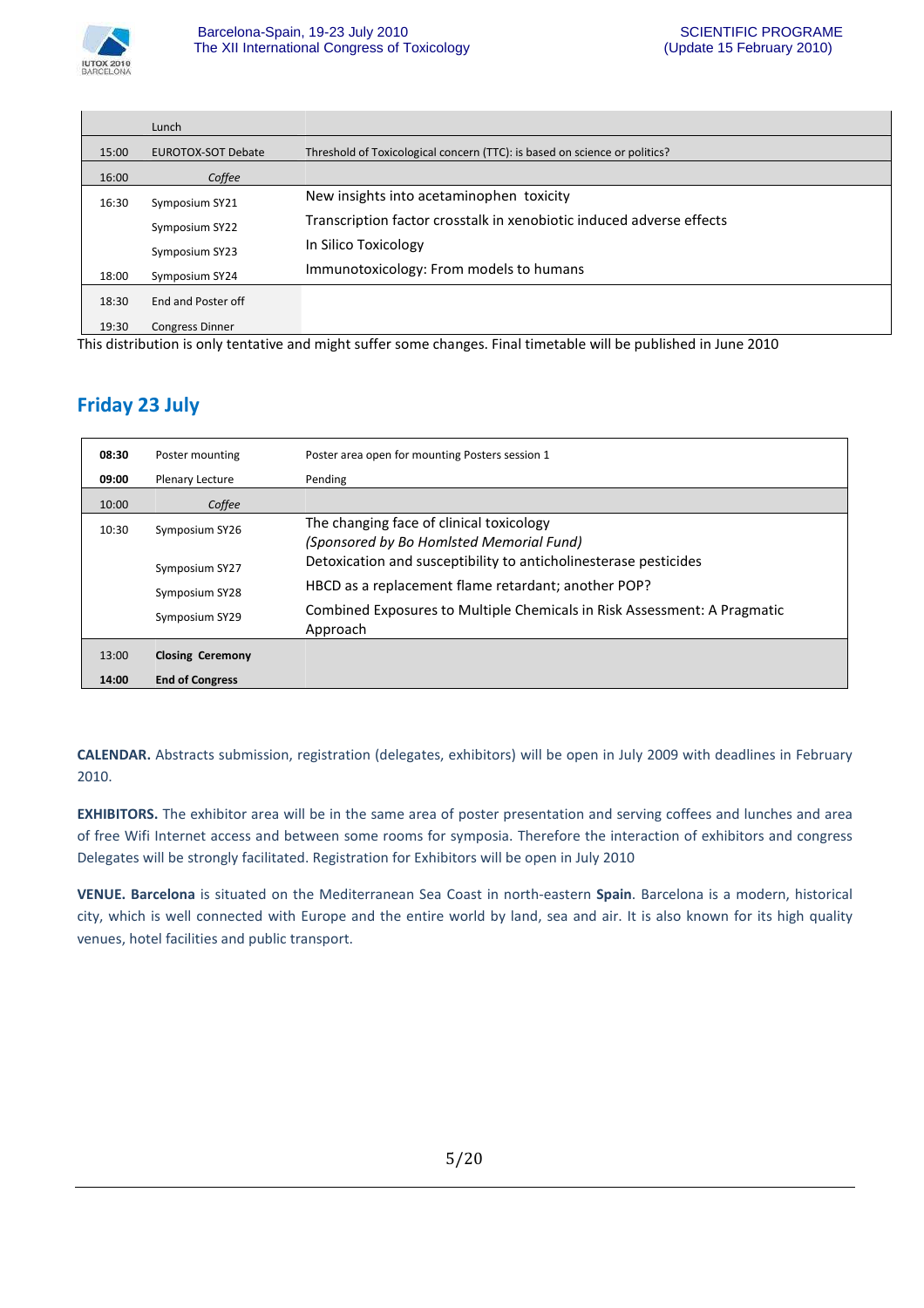| | | |
|---|---|---|
| | Lunch | |
| 15:00 | EUROTOX-SOT Debate | Threshold of Toxicological concern (TTC): is based on science or politics? |
| 16:00 | *Coffee* | |
| 16:30 | Symposium SY21 | New insights into acetaminophen toxicity |
| | Symposium SY22 | Transcription factor crosstalk in xenobiotic induced adverse effects |
| | Symposium SY23 | In Silico Toxicology |
| 18:00 | Symposium SY24 | Immunotoxicology: From models to humans |
| 18:30 | End and Poster off | |
| 19:30 | Congress Dinner | |

This distribution is only tentative and might suffer some changes. Final timetable will be published in June 2010

## Friday 23 July

| | | |
|---|---|---|
| **08:30** | Poster mounting | Poster area open for mounting Posters session 1 |
| **09:00** | Plenary Lecture | Pending |
| 10:00 | *Coffee* | |
| 10:30 | Symposium SY26 | The changing face of clinical toxicology *(Sponsored by Bo Homlsted Memorial Fund)* |
| | Symposium SY27 | Detoxication and susceptibility to anticholinesterase pesticides |
| | Symposium SY28 | HBCD as a replacement flame retardant; another POP? |
| | Symposium SY29 | Combined Exposures to Multiple Chemicals in Risk Assessment: A Pragmatic Approach |
| 13:00 | **Closing Ceremony** | |
| **14:00** | **End of Congress** | |

**CALENDAR.** Abstracts submission, registration (delegates, exhibitors) will be open in July 2009 with deadlines in February 2010.

**EXHIBITORS.** The exhibitor area will be in the same area of poster presentation and serving coffees and lunches and area of free Wifi Internet access and between some rooms for symposia. Therefore the interaction of exhibitors and congress Delegates will be strongly facilitated. Registration for Exhibitors will be open in July 2010

**VENUE. Barcelona** is situated on the Mediterranean Sea Coast in north-eastern **Spain**. Barcelona is a modern, historical city, which is well connected with Europe and the entire world by land, sea and air. It is also known for its high quality venues, hotel facilities and public transport.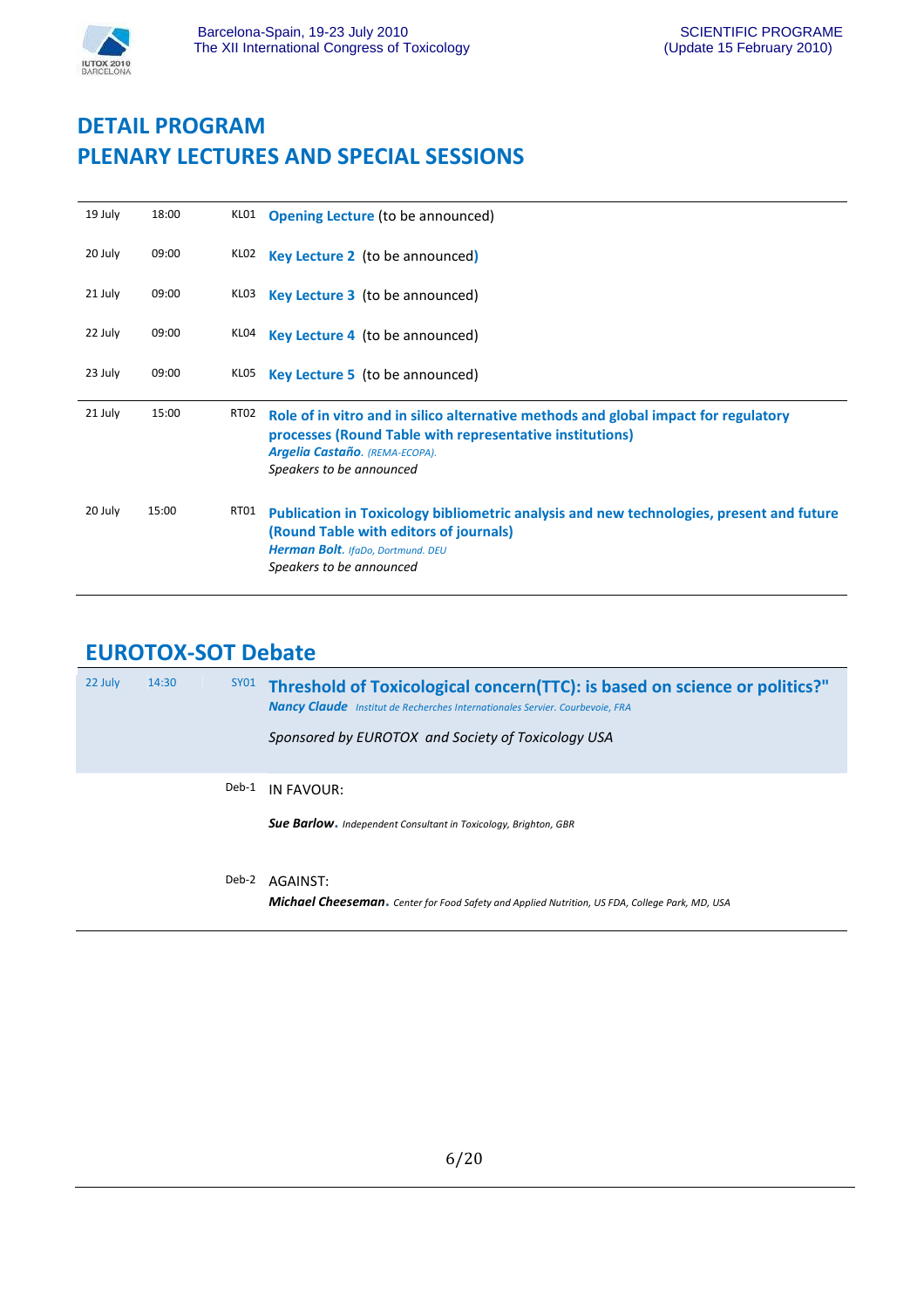# DETAIL PROGRAM
# PLENARY LECTURES AND SPECIAL SESSIONS

| | | | |
|---|---|---|---|
| 19 July | 18:00 | KL01 | **Opening Lecture** (to be announced) |
| 20 July | 09:00 | KL02 | **Key Lecture 2** (to be announced) |
| 21 July | 09:00 | KL03 | **Key Lecture 3** (to be announced) |
| 22 July | 09:00 | KL04 | **Key Lecture 4** (to be announced) |
| 23 July | 09:00 | KL05 | **Key Lecture 5** (to be announced) |
| 21 July | 15:00 | RT02 | **Role of in vitro and in silico alternative methods and global impact for regulatory processes (Round Table with representative institutions)**<br>***Argelia Castaño***. *(REMA-ECOPA).*<br>*Speakers to be announced* |
| 20 July | 15:00 | RT01 | **Publication in Toxicology bibliometric analysis and new technologies, present and future (Round Table with editors of journals)**<br>***Herman Bolt***. *IfaDo, Dortmund. DEU*<br>*Speakers to be announced* |

## EUROTOX-SOT Debate

| | | | |
|---|---|---|---|
| 22 July | 14:30 | SY01 | **Threshold of Toxicological concern(TTC): is based on science or politics?"**<br>***Nancy Claude*** *Institut de Recherches Internationales Servier. Courbevoie, FRA*<br>*Sponsored by EUROTOX and Society of Toxicology USA* |
| | | Deb-1 | IN FAVOUR:<br>***Sue Barlow***. *Independent Consultant in Toxicology, Brighton, GBR* |
| | | Deb-2 | AGAINST:<br>***Michael Cheeseman***. *Center for Food Safety and Applied Nutrition, US FDA, College Park, MD, USA* |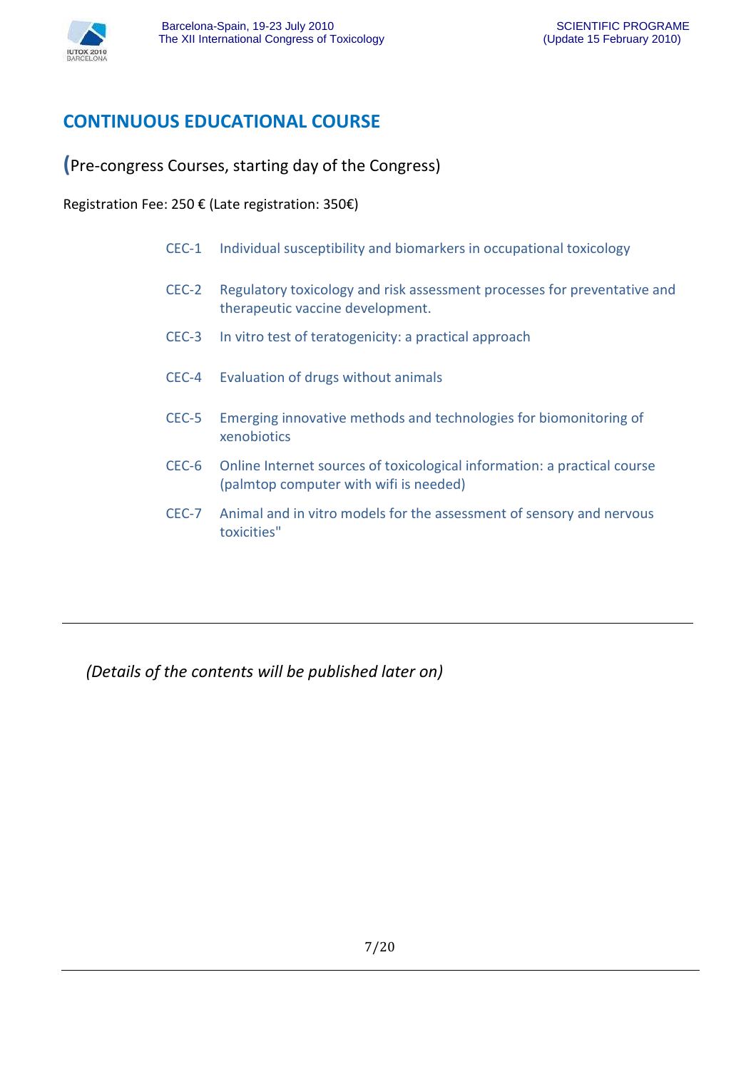# CONTINUOUS EDUCATIONAL COURSE

(Pre-congress Courses, starting day of the Congress)

Registration Fee: 250 € (Late registration: 350€)

- CEC-1 Individual susceptibility and biomarkers in occupational toxicology
- CEC-2 Regulatory toxicology and risk assessment processes for preventative and therapeutic vaccine development.
- CEC-3 In vitro test of teratogenicity: a practical approach
- CEC-4 Evaluation of drugs without animals
- CEC-5 Emerging innovative methods and technologies for biomonitoring of xenobiotics
- CEC-6 Online Internet sources of toxicological information: a practical course (palmtop computer with wifi is needed)
- CEC-7 Animal and in vitro models for the assessment of sensory and nervous toxicities"

---

*(Details of the contents will be published later on)*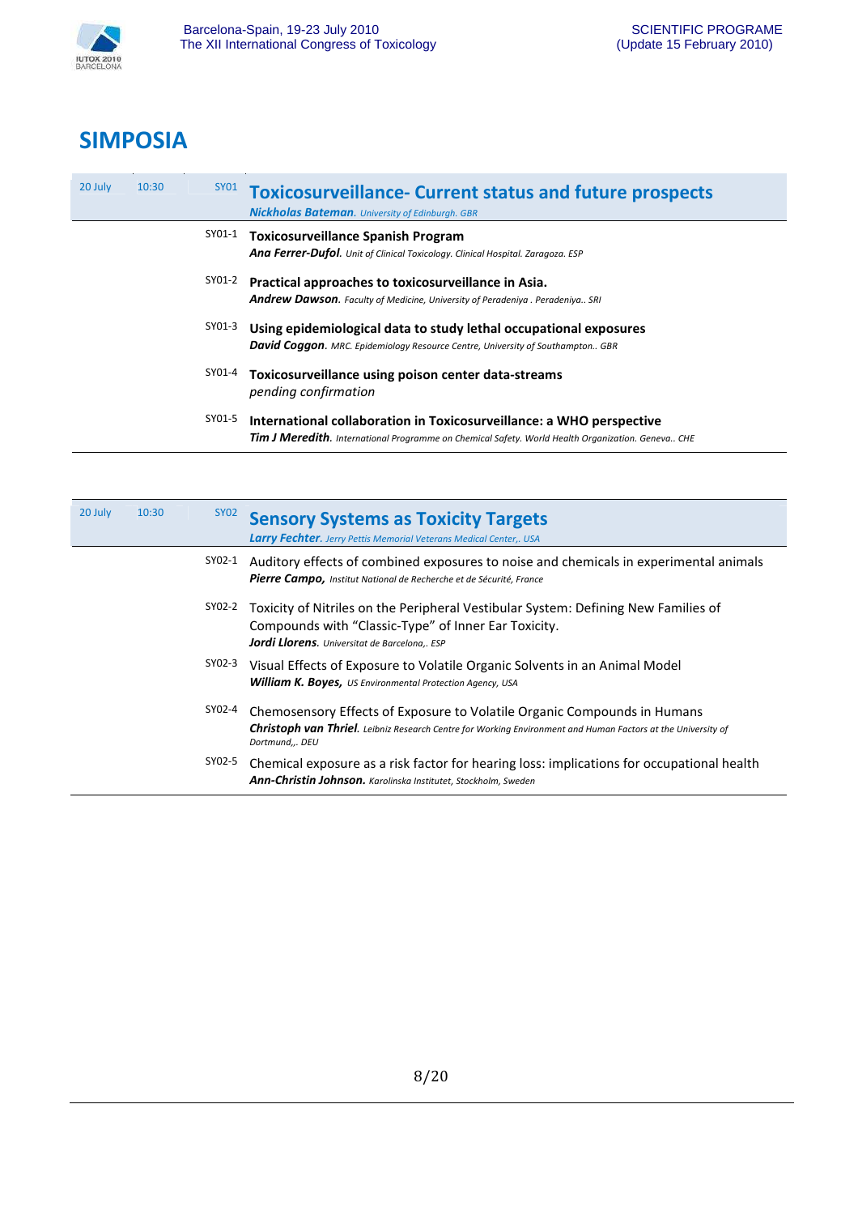# SIMPOSIA

| 20 July | 10:30 | SY01 | **Toxicosurveillance- Current status and future prospects** <br> ***Nickholas Bateman****. University of Edinburgh. GBR* |
|---|---|---|---|
| | | SY01-1 | **Toxicosurveillance Spanish Program** <br> ***Ana Ferrer-Dufol****. Unit of Clinical Toxicology. Clinical Hospital. Zaragoza. ESP* |
| | | SY01-2 | **Practical approaches to toxicosurveillance in Asia.** <br> ***Andrew Dawson****. Faculty of Medicine, University of Peradeniya . Peradeniya.. SRI* |
| | | SY01-3 | **Using epidemiological data to study lethal occupational exposures** <br> ***David Coggon****. MRC. Epidemiology Resource Centre, University of Southampton.. GBR* |
| | | SY01-4 | **Toxicosurveillance using poison center data-streams** <br> *pending confirmation* |
| | | SY01-5 | **International collaboration in Toxicosurveillance: a WHO perspective** <br> ***Tim J Meredith****. International Programme on Chemical Safety. World Health Organization. Geneva.. CHE* |

| 20 July | 10:30 | SY02 | **Sensory Systems as Toxicity Targets** <br> ***Larry Fechter****. Jerry Pettis Memorial Veterans Medical Center,. USA* |
|---|---|---|---|
| | | SY02-1 | Auditory effects of combined exposures to noise and chemicals in experimental animals <br> ***Pierre Campo,*** *Institut National de Recherche et de Sécurité, France* |
| | | SY02-2 | Toxicity of Nitriles on the Peripheral Vestibular System: Defining New Families of Compounds with “Classic-Type” of Inner Ear Toxicity. <br> ***Jordi Llorens****. Universitat de Barcelona,. ESP* |
| | | SY02-3 | Visual Effects of Exposure to Volatile Organic Solvents in an Animal Model <br> ***William K. Boyes,*** *US Environmental Protection Agency, USA* |
| | | SY02-4 | Chemosensory Effects of Exposure to Volatile Organic Compounds in Humans <br> ***Christoph van Thriel****. Leibniz Research Centre for Working Environment and Human Factors at the University of Dortmund,,. DEU* |
| | | SY02-5 | Chemical exposure as a risk factor for hearing loss: implications for occupational health <br> ***Ann-Christin Johnson.*** *Karolinska Institutet, Stockholm, Sweden* |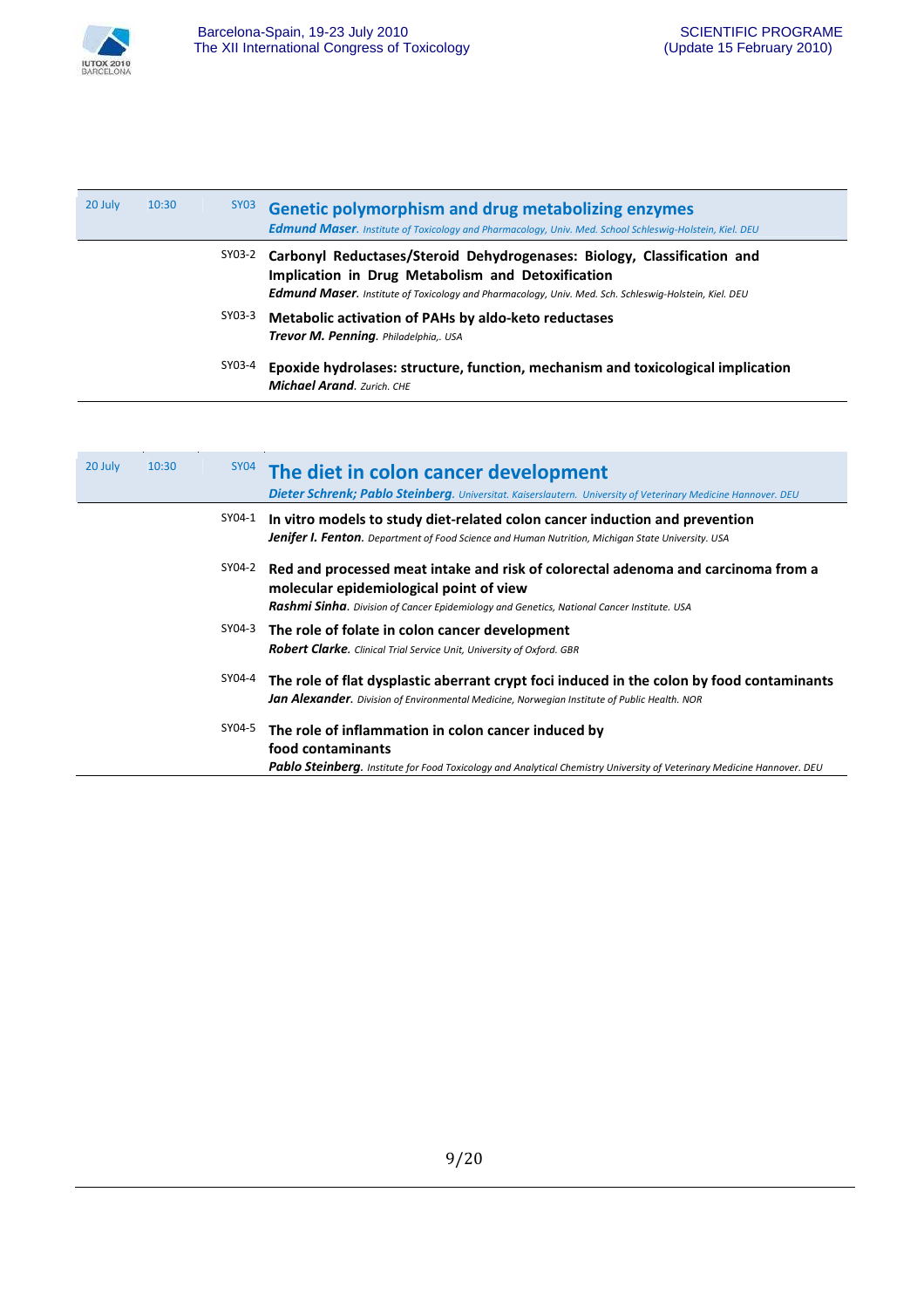**20 July** | **10:30** | **SY03**

## Genetic polymorphism and drug metabolizing enzymes

***Edmund Maser**. Institute of Toxicology and Pharmacology, Univ. Med. School Schleswig-Holstein, Kiel. DEU*

SY03-2 **Carbonyl Reductases/Steroid Dehydrogenases: Biology, Classification and Implication in Drug Metabolism and Detoxification**
***Edmund Maser**. Institute of Toxicology and Pharmacology, Univ. Med. Sch. Schleswig-Holstein, Kiel. DEU*

SY03-3 **Metabolic activation of PAHs by aldo-keto reductases**
***Trevor M. Penning**. Philadelphia,. USA*

SY03-4 **Epoxide hydrolases: structure, function, mechanism and toxicological implication**
***Michael Arand**. Zurich. CHE*

---

**20 July** | **10:30** | **SY04**

## The diet in colon cancer development

***Dieter Schrenk; Pablo Steinberg**. Universitat. Kaiserslautern. University of Veterinary Medicine Hannover. DEU*

SY04-1 **In vitro models to study diet-related colon cancer induction and prevention**
***Jenifer I. Fenton**. Department of Food Science and Human Nutrition, Michigan State University. USA*

SY04-2 **Red and processed meat intake and risk of colorectal adenoma and carcinoma from a molecular epidemiological point of view**
***Rashmi Sinha**. Division of Cancer Epidemiology and Genetics, National Cancer Institute. USA*

SY04-3 **The role of folate in colon cancer development**
***Robert Clarke**. Clinical Trial Service Unit, University of Oxford. GBR*

SY04-4 **The role of flat dysplastic aberrant crypt foci induced in the colon by food contaminants**
***Jan Alexander**. Division of Environmental Medicine, Norwegian Institute of Public Health. NOR*

SY04-5 **The role of inflammation in colon cancer induced by food contaminants**
***Pablo Steinberg**. Institute for Food Toxicology and Analytical Chemistry University of Veterinary Medicine Hannover. DEU*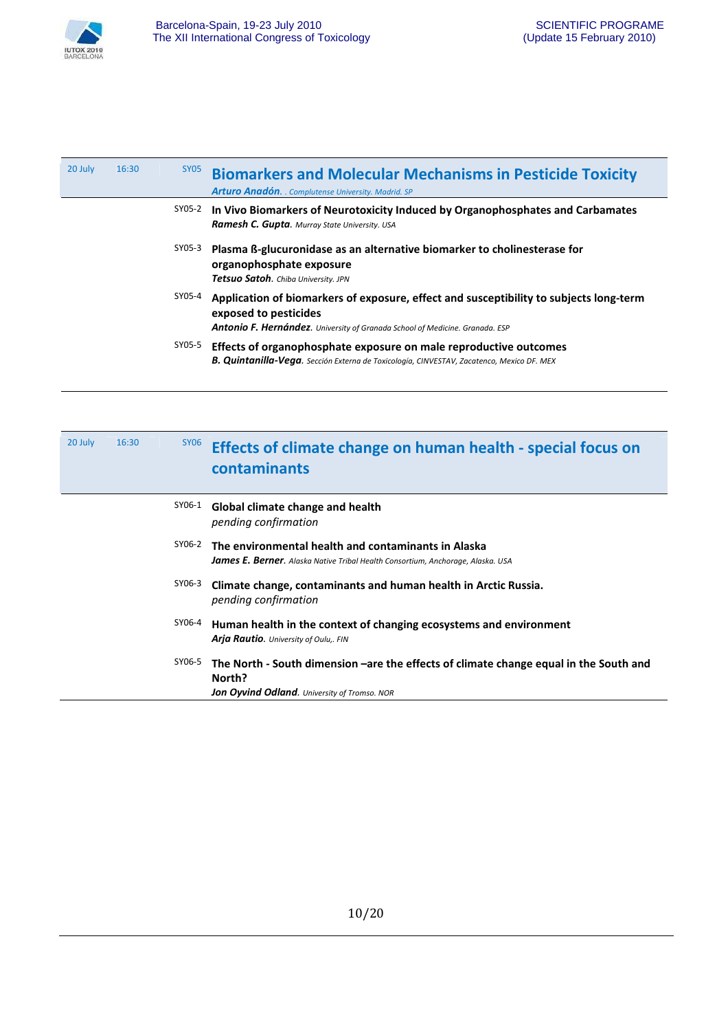20 July | 16:30 | SY05

## Biomarkers and Molecular Mechanisms in Pesticide Toxicity

***Arturo Anadón***. *. Complutense University. Madrid. SP*

SY05-2 **In Vivo Biomarkers of Neurotoxicity Induced by Organophosphates and Carbamates**
***Ramesh C. Gupta***. *Murray State University. USA*

SY05-3 **Plasma ß-glucuronidase as an alternative biomarker to cholinesterase for organophosphate exposure**
***Tetsuo Satoh***. *Chiba University. JPN*

SY05-4 **Application of biomarkers of exposure, effect and susceptibility to subjects long-term exposed to pesticides**
***Antonio F. Hernández***. *University of Granada School of Medicine. Granada. ESP*

SY05-5 **Effects of organophosphate exposure on male reproductive outcomes**
***B. Quintanilla-Vega***. *Sección Externa de Toxicología, CINVESTAV, Zacatenco, Mexico DF. MEX*

---

20 July | 16:30 | SY06

## Effects of climate change on human health - special focus on contaminants

SY06-1 **Global climate change and health**
*pending confirmation*

SY06-2 **The environmental health and contaminants in Alaska**
***James E. Berner***. *Alaska Native Tribal Health Consortium, Anchorage, Alaska. USA*

SY06-3 **Climate change, contaminants and human health in Arctic Russia.**
*pending confirmation*

SY06-4 **Human health in the context of changing ecosystems and environment**
***Arja Rautio***. *University of Oulu,. FIN*

SY06-5 **The North - South dimension –are the effects of climate change equal in the South and North?**
***Jon Oyvind Odland***. *University of Tromso. NOR*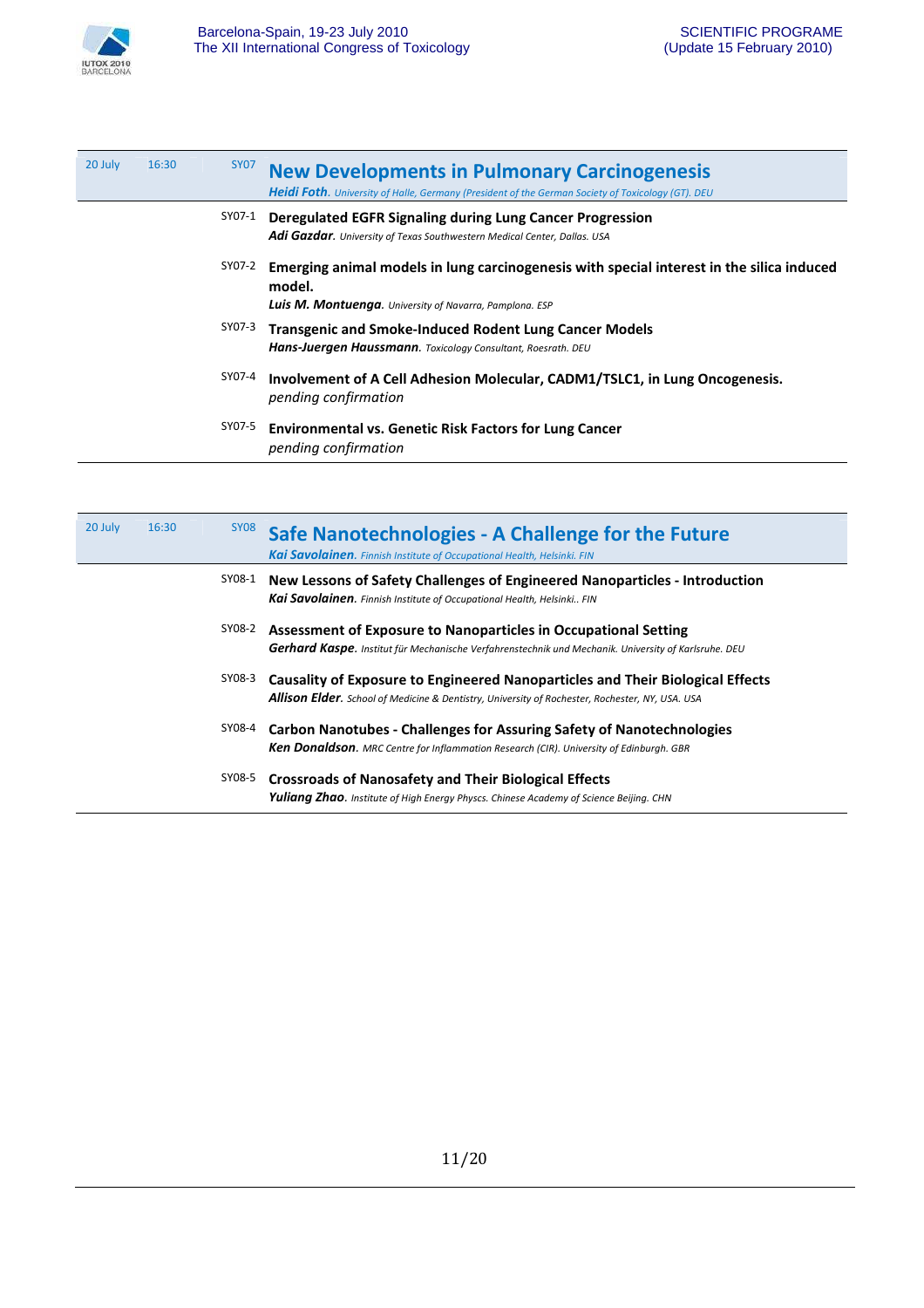20 July | 16:30 | SY07

## New Developments in Pulmonary Carcinogenesis

***Heidi Foth****. University of Halle, Germany (President of the German Society of Toxicology (GT). DEU*

SY07-1 **Deregulated EGFR Signaling during Lung Cancer Progression**
***Adi Gazdar****. University of Texas Southwestern Medical Center, Dallas. USA*

SY07-2 **Emerging animal models in lung carcinogenesis with special interest in the silica induced model.**
***Luis M. Montuenga****. University of Navarra, Pamplona. ESP*

SY07-3 **Transgenic and Smoke-Induced Rodent Lung Cancer Models**
***Hans-Juergen Haussmann****. Toxicology Consultant, Roesrath. DEU*

SY07-4 **Involvement of A Cell Adhesion Molecular, CADM1/TSLC1, in Lung Oncogenesis.**
*pending confirmation*

SY07-5 **Environmental vs. Genetic Risk Factors for Lung Cancer**
*pending confirmation*

---

20 July | 16:30 | SY08

## Safe Nanotechnologies - A Challenge for the Future

***Kai Savolainen****. Finnish Institute of Occupational Health, Helsinki. FIN*

SY08-1 **New Lessons of Safety Challenges of Engineered Nanoparticles - Introduction**
***Kai Savolainen****. Finnish Institute of Occupational Health, Helsinki.. FIN*

SY08-2 **Assessment of Exposure to Nanoparticles in Occupational Setting**
***Gerhard Kaspe****. Institut für Mechanische Verfahrenstechnik und Mechanik. University of Karlsruhe. DEU*

SY08-3 **Causality of Exposure to Engineered Nanoparticles and Their Biological Effects**
***Allison Elder****. School of Medicine & Dentistry, University of Rochester, Rochester, NY, USA. USA*

SY08-4 **Carbon Nanotubes - Challenges for Assuring Safety of Nanotechnologies**
***Ken Donaldson****. MRC Centre for Inflammation Research (CIR). University of Edinburgh. GBR*

SY08-5 **Crossroads of Nanosafety and Their Biological Effects**
***Yuliang Zhao****. Institute of High Energy Physcs. Chinese Academy of Science Beijing. CHN*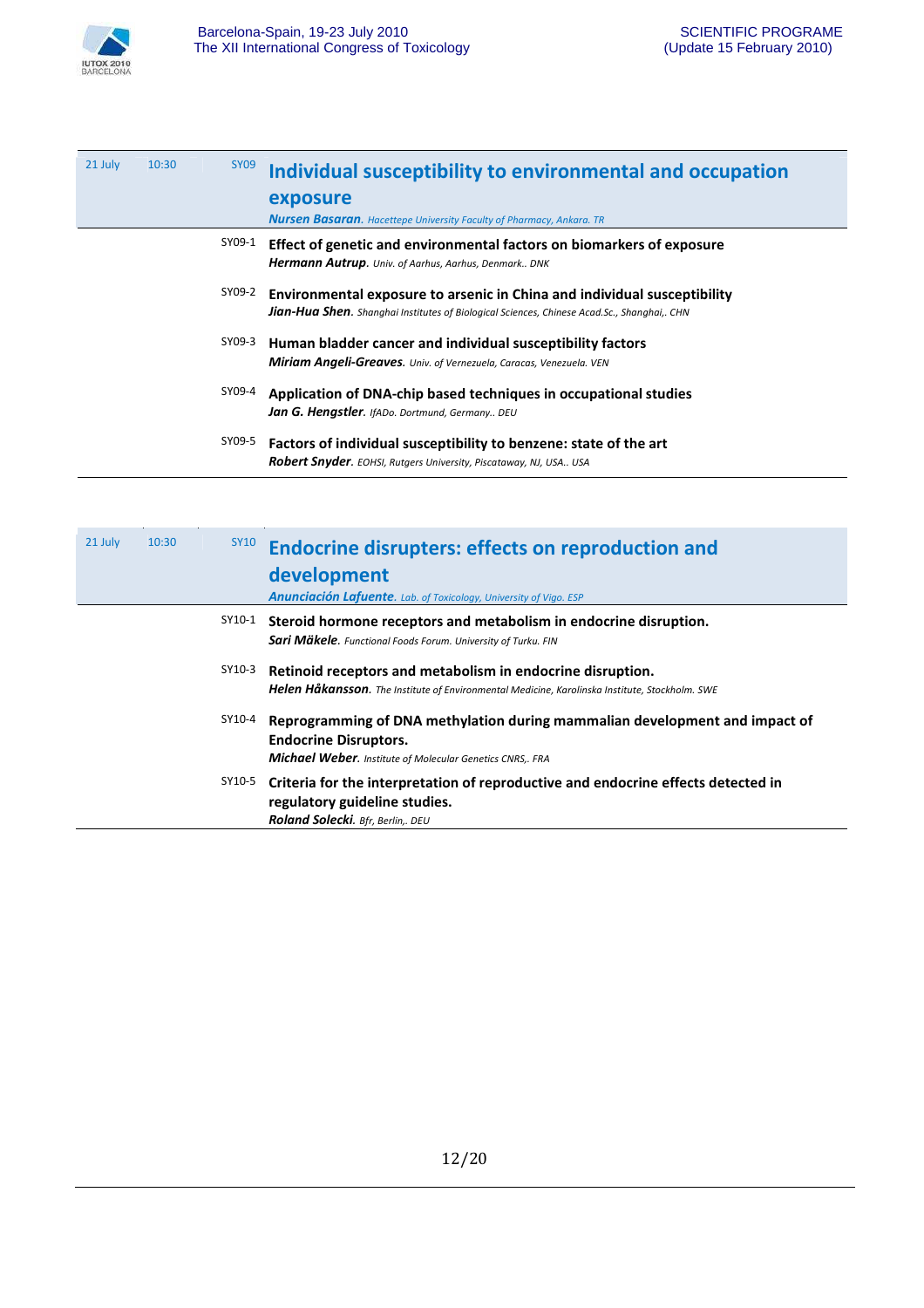21 July 10:30 SY09

## Individual susceptibility to environmental and occupation exposure

***Nursen Basaran**. Hacettepe University Faculty of Pharmacy, Ankara. TR*

SY09-1 **Effect of genetic and environmental factors on biomarkers of exposure**
***Hermann Autrup**. Univ. of Aarhus, Aarhus, Denmark.. DNK*

SY09-2 **Environmental exposure to arsenic in China and individual susceptibility**
***Jian-Hua Shen**. Shanghai Institutes of Biological Sciences, Chinese Acad.Sc., Shanghai,. CHN*

SY09-3 **Human bladder cancer and individual susceptibility factors**
***Miriam Angeli-Greaves**. Univ. of Vernezuela, Caracas, Venezuela. VEN*

SY09-4 **Application of DNA-chip based techniques in occupational studies**
***Jan G. Hengstler**. IfADo. Dortmund, Germany.. DEU*

SY09-5 **Factors of individual susceptibility to benzene: state of the art**
***Robert Snyder**. EOHSI, Rutgers University, Piscataway, NJ, USA.. USA*

21 July 10:30 SY10

## Endocrine disrupters: effects on reproduction and development

***Anunciación Lafuente**. Lab. of Toxicology, University of Vigo. ESP*

SY10-1 **Steroid hormone receptors and metabolism in endocrine disruption.**
***Sari Mäkele**. Functional Foods Forum. University of Turku. FIN*

SY10-3 **Retinoid receptors and metabolism in endocrine disruption.**
***Helen Håkansson**. The Institute of Environmental Medicine, Karolinska Institute, Stockholm. SWE*

SY10-4 **Reprogramming of DNA methylation during mammalian development and impact of Endocrine Disruptors.**
***Michael Weber**. Institute of Molecular Genetics CNRS,. FRA*

SY10-5 **Criteria for the interpretation of reproductive and endocrine effects detected in regulatory guideline studies.**
***Roland Solecki**. Bfr, Berlin,. DEU*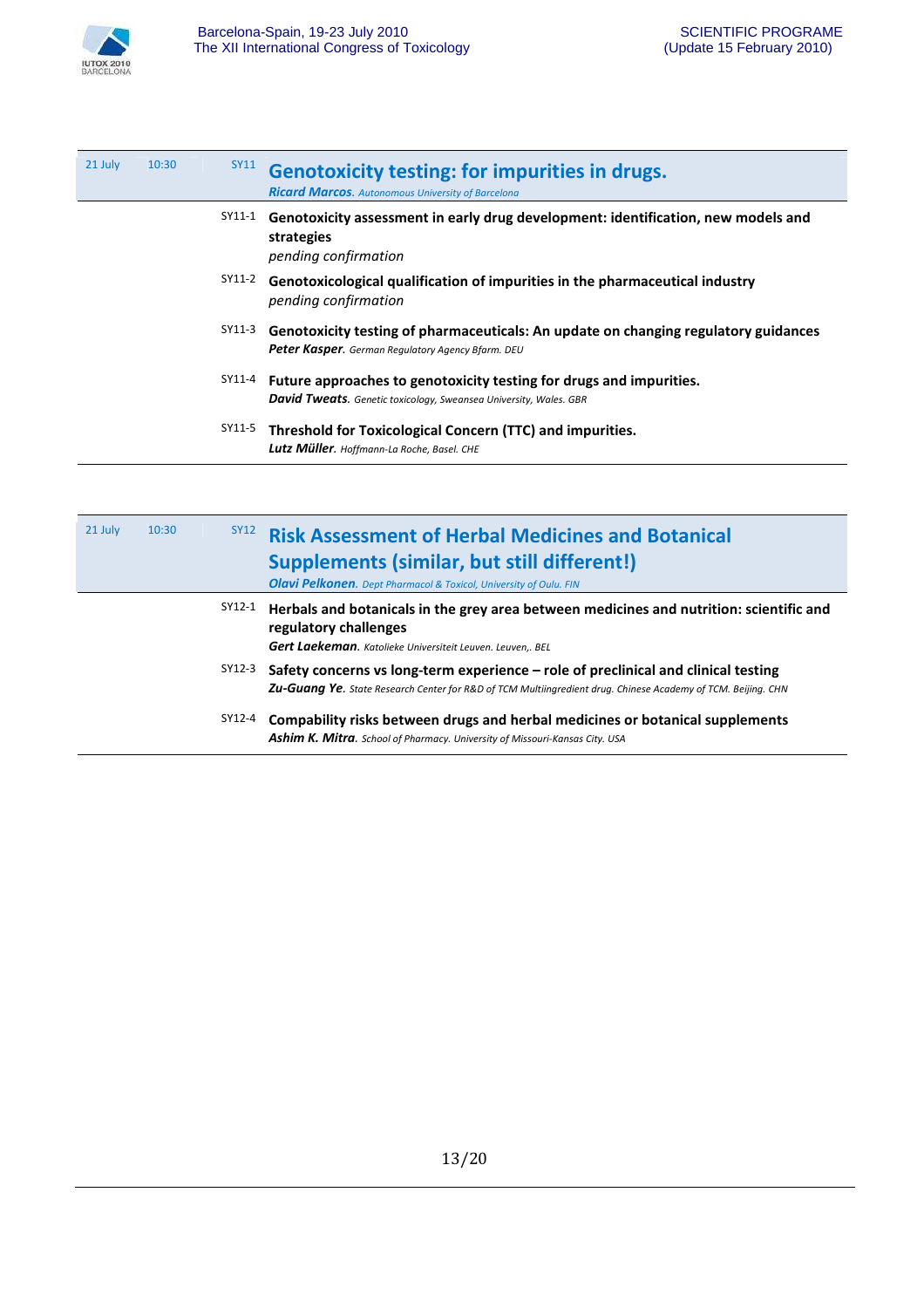## 21 July | 10:30 | SY11 — Genotoxicity testing: for impurities in drugs.

***Ricard Marcos**. Autonomous University of Barcelona*

**SY11-1** **Genotoxicity assessment in early drug development: identification, new models and strategies**
*pending confirmation*

**SY11-2** **Genotoxicological qualification of impurities in the pharmaceutical industry**
*pending confirmation*

**SY11-3** **Genotoxicity testing of pharmaceuticals: An update on changing regulatory guidances**
***Peter Kasper**. German Regulatory Agency Bfarm. DEU*

**SY11-4** **Future approaches to genotoxicity testing for drugs and impurities.**
***David Tweats**. Genetic toxicology, Sweansea University, Wales. GBR*

**SY11-5** **Threshold for Toxicological Concern (TTC) and impurities.**
***Lutz Müller**. Hoffmann-La Roche, Basel. CHE*

## 21 July | 10:30 | SY12 — Risk Assessment of Herbal Medicines and Botanical Supplements (similar, but still different!)

***Olavi Pelkonen**. Dept Pharmacol & Toxicol, University of Oulu. FIN*

**SY12-1** **Herbals and botanicals in the grey area between medicines and nutrition: scientific and regulatory challenges**
***Gert Laekeman**. Katolieke Universiteit Leuven. Leuven,. BEL*

**SY12-3** **Safety concerns vs long-term experience – role of preclinical and clinical testing**
***Zu-Guang Ye**. State Research Center for R&D of TCM Multiingredient drug. Chinese Academy of TCM. Beijing. CHN*

**SY12-4** **Compability risks between drugs and herbal medicines or botanical supplements**
***Ashim K. Mitra**. School of Pharmacy. University of Missouri-Kansas City. USA*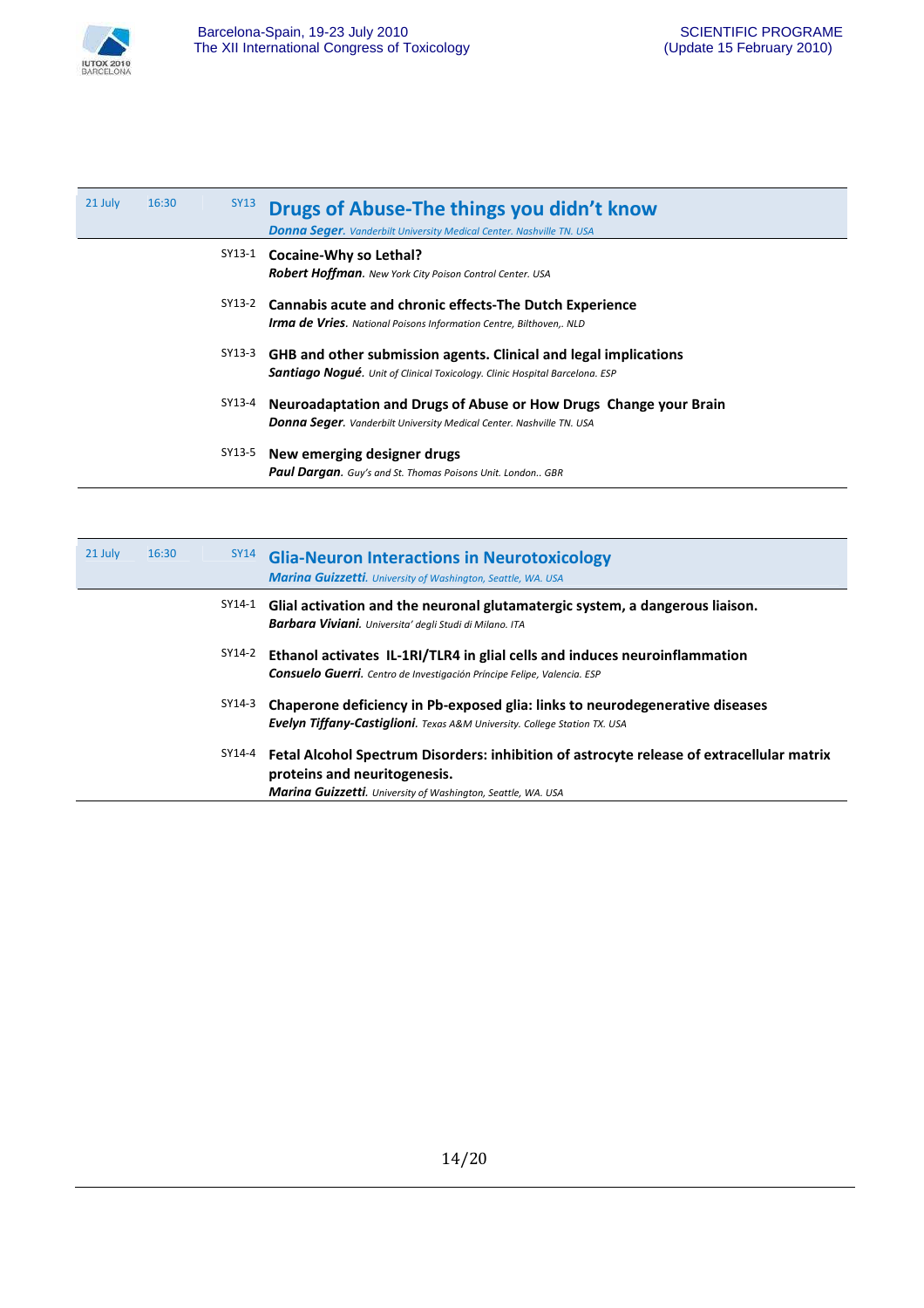21 July 16:30 SY13

## Drugs of Abuse-The things you didn't know

***Donna Seger****. Vanderbilt University Medical Center. Nashville TN. USA*

SY13-1 **Cocaine-Why so Lethal?**
***Robert Hoffman****. New York City Poison Control Center. USA*

SY13-2 **Cannabis acute and chronic effects-The Dutch Experience**
***Irma de Vries****. National Poisons Information Centre, Bilthoven,. NLD*

SY13-3 **GHB and other submission agents. Clinical and legal implications**
***Santiago Nogué****. Unit of Clinical Toxicology. Clinic Hospital Barcelona. ESP*

SY13-4 **Neuroadaptation and Drugs of Abuse or How Drugs Change your Brain**
***Donna Seger****. Vanderbilt University Medical Center. Nashville TN. USA*

SY13-5 **New emerging designer drugs**
***Paul Dargan****. Guy's and St. Thomas Poisons Unit. London.. GBR*

---

21 July 16:30 SY14

## Glia-Neuron Interactions in Neurotoxicology

***Marina Guizzetti****. University of Washington, Seattle, WA. USA*

SY14-1 **Glial activation and the neuronal glutamatergic system, a dangerous liaison.**
***Barbara Viviani****. Universita' degli Studi di Milano. ITA*

SY14-2 **Ethanol activates IL-1RI/TLR4 in glial cells and induces neuroinflammation**
***Consuelo Guerri****. Centro de Investigación Príncipe Felipe, Valencia. ESP*

SY14-3 **Chaperone deficiency in Pb-exposed glia: links to neurodegenerative diseases**
***Evelyn Tiffany-Castiglioni****. Texas A&M University. College Station TX. USA*

SY14-4 **Fetal Alcohol Spectrum Disorders: inhibition of astrocyte release of extracellular matrix proteins and neuritogenesis.**
***Marina Guizzetti****. University of Washington, Seattle, WA. USA*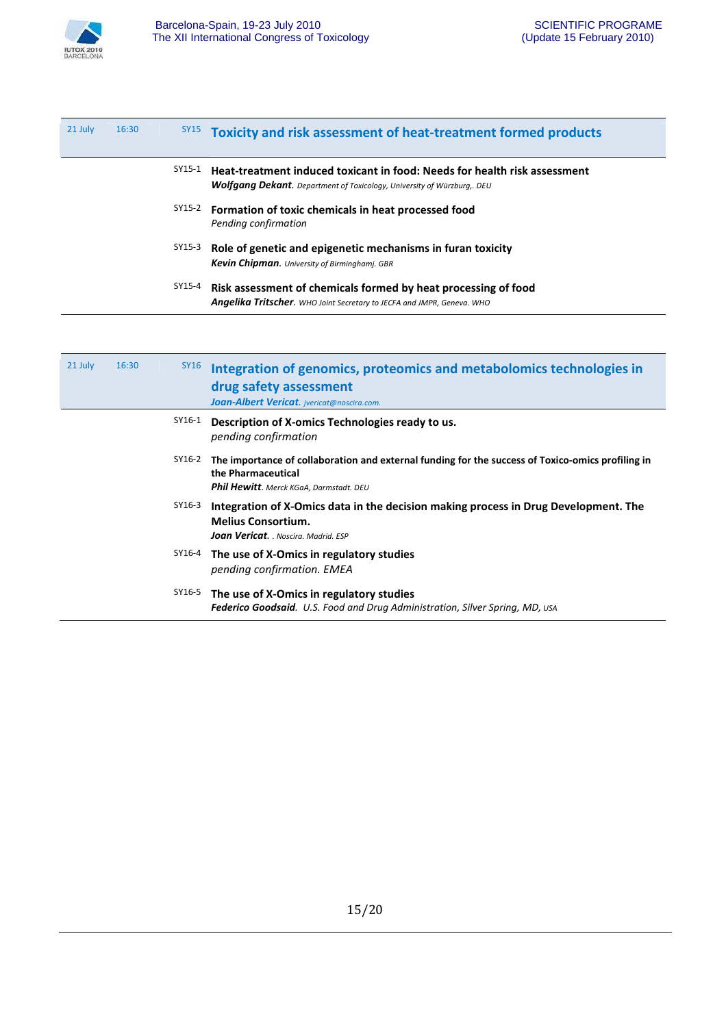## 21 July 16:30 SY15 Toxicity and risk assessment of heat-treatment formed products

**SY15-1 Heat-treatment induced toxicant in food: Needs for health risk assessment**
***Wolfgang Dekant**. Department of Toxicology, University of Würzburg,. DEU*

**SY15-2 Formation of toxic chemicals in heat processed food**
*Pending confirmation*

**SY15-3 Role of genetic and epigenetic mechanisms in furan toxicity**
***Kevin Chipman**. University of Birminghamj. GBR*

**SY15-4 Risk assessment of chemicals formed by heat processing of food**
***Angelika Tritscher**. WHO Joint Secretary to JECFA and JMPR, Geneva. WHO*

## 21 July 16:30 SY16 Integration of genomics, proteomics and metabolomics technologies in drug safety assessment

***Joan-Albert Vericat**. jvericat@noscira.com.*

**SY16-1 Description of X-omics Technologies ready to us.**
*pending confirmation*

**SY16-2 The importance of collaboration and external funding for the success of Toxico-omics profiling in the Pharmaceutical**
***Phil Hewitt**. Merck KGaA, Darmstadt. DEU*

**SY16-3 Integration of X-Omics data in the decision making process in Drug Development. The Melius Consortium.**
***Joan Vericat**. . Noscira. Madrid. ESP*

**SY16-4 The use of X-Omics in regulatory studies**
*pending confirmation. EMEA*

**SY16-5 The use of X-Omics in regulatory studies**
***Federico Goodsaid**. U.S. Food and Drug Administration, Silver Spring, MD, USA*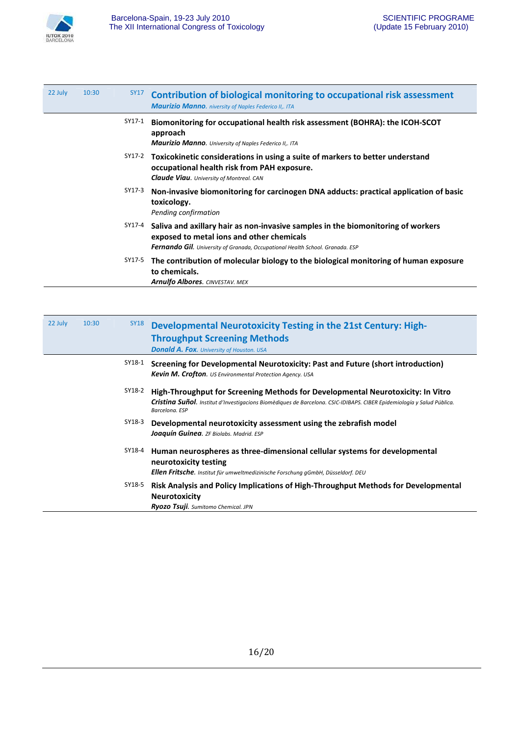**22 July** | **10:30** | **SY17**

## Contribution of biological monitoring to occupational risk assessment

***Maurizio Manno**. niversity of Naples Federico II,. ITA*

SY17-1 **Biomonitoring for occupational health risk assessment (BOHRA): the ICOH-SCOT approach**
***Maurizio Manno**. University of Naples Federico II,. ITA*

SY17-2 **Toxicokinetic considerations in using a suite of markers to better understand occupational health risk from PAH exposure.**
***Claude Viau**. University of Montreal. CAN*

SY17-3 **Non-invasive biomonitoring for carcinogen DNA adducts: practical application of basic toxicology.**
*Pending confirmation*

SY17-4 **Saliva and axillary hair as non-invasive samples in the biomonitoring of workers exposed to metal ions and other chemicals**
***Fernando Gil**. University of Granada, Occupational Health School. Granada. ESP*

SY17-5 **The contribution of molecular biology to the biological monitoring of human exposure to chemicals.**
***Arnulfo Albores**. CINVESTAV. MEX*

---

**22 July** | **10:30** | **SY18**

## Developmental Neurotoxicity Testing in the 21st Century: High-Throughput Screening Methods

***Donald A. Fox**. University of Houston. USA*

SY18-1 **Screening for Developmental Neurotoxicity: Past and Future (short introduction)**
***Kevin M. Crofton**. US Environmental Protection Agency. USA*

SY18-2 **High-Throughput for Screening Methods for Developmental Neurotoxicity: In Vitro**
***Cristina Suñol**. Institut d'Investigacions Biomèdiques de Barcelona. CSIC-IDIBAPS. CIBER Epidemiología y Salud Pública. Barcelona. ESP*

SY18-3 **Developmental neurotoxicity assessment using the zebrafish model**
***Joaquín Guinea**. ZF Biolabs. Madrid. ESP*

SY18-4 **Human neurospheres as three-dimensional cellular systems for developmental neurotoxicity testing**
***Ellen Fritsche**. Institut für umweltmedizinische Forschung gGmbH, Düsseldorf. DEU*

SY18-5 **Risk Analysis and Policy Implications of High-Throughput Methods for Developmental Neurotoxicity**
***Ryozo Tsuji**. Sumitomo Chemical. JPN*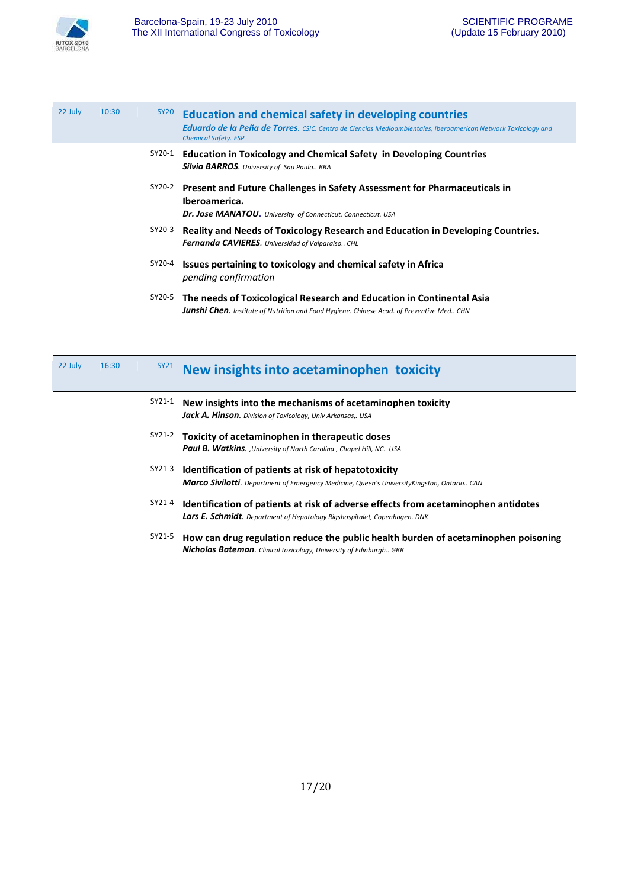## 22 July 10:30 SY20 Education and chemical safety in developing countries

***Eduardo de la Peña de Torres****. CSIC. Centro de Ciencias Medioambientales, Iberoamerican Network Toxicology and Chemical Safety. ESP*

SY20-1 **Education in Toxicology and Chemical Safety in Developing Countries**
***Silvia BARROS****. University of Sau Paulo.. BRA*

SY20-2 **Present and Future Challenges in Safety Assessment for Pharmaceuticals in Iberoamerica.**
***Dr. Jose MANATOU****. University of Connecticut. Connecticut. USA*

SY20-3 **Reality and Needs of Toxicology Research and Education in Developing Countries.**
***Fernanda CAVIERES****. Universidad of Valparaiso.. CHL*

SY20-4 **Issues pertaining to toxicology and chemical safety in Africa**
*pending confirmation*

SY20-5 **The needs of Toxicological Research and Education in Continental Asia**
***Junshi Chen****. Institute of Nutrition and Food Hygiene. Chinese Acad. of Preventive Med.. CHN*

## 22 July 16:30 SY21 New insights into acetaminophen toxicity

SY21-1 **New insights into the mechanisms of acetaminophen toxicity**
***Jack A. Hinson****. Division of Toxicology, Univ Arkansas,. USA*

SY21-2 **Toxicity of acetaminophen in therapeutic doses**
***Paul B. Watkins****. ,University of North Carolina , Chapel Hill, NC.. USA*

SY21-3 **Identification of patients at risk of hepatotoxicity**
***Marco Sivilotti****. Department of Emergency Medicine, Queen's UniversityKingston, Ontario.. CAN*

SY21-4 **Identification of patients at risk of adverse effects from acetaminophen antidotes**
***Lars E. Schmidt****. Department of Hepatology Rigshospitalet, Copenhagen. DNK*

SY21-5 **How can drug regulation reduce the public health burden of acetaminophen poisoning**
***Nicholas Bateman****. Clinical toxicology, University of Edinburgh.. GBR*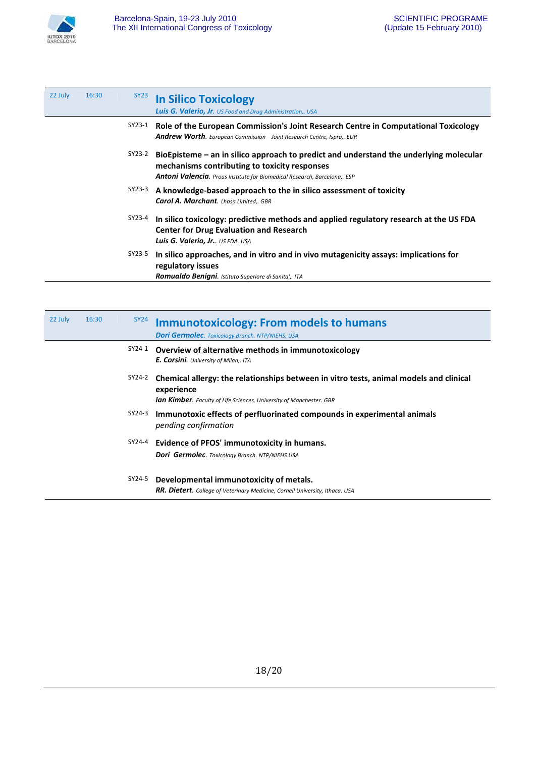| 22 July | 16:30 | SY23 | **In Silico Toxicology**<br>***Luis G. Valerio, Jr.*** *US Food and Drug Administration.. USA* |
|---|---|---|---|
| | | SY23-1 | **Role of the European Commission's Joint Research Centre in Computational Toxicology**<br>***Andrew Worth.*** *European Commission – Joint Research Centre, Ispra,. EUR* |
| | | SY23-2 | **BioEpisteme – an in silico approach to predict and understand the underlying molecular mechanisms contributing to toxicity responses**<br>***Antoni Valencia.*** *Prous Institute for Biomedical Research, Barcelona,. ESP* |
| | | SY23-3 | **A knowledge-based approach to the in silico assessment of toxicity**<br>***Carol A. Marchant.*** *Lhasa Limited,. GBR* |
| | | SY23-4 | **In silico toxicology: predictive methods and applied regulatory research at the US FDA Center for Drug Evaluation and Research**<br>***Luis G. Valerio, Jr..*** *US FDA. USA* |
| | | SY23-5 | **In silico approaches, and in vitro and in vivo mutagenicity assays: implications for regulatory issues**<br>***Romualdo Benigni.*** *Istituto Superiore di Sanita',. ITA* |

| 22 July | 16:30 | SY24 | **Immunotoxicology: From models to humans**<br>***Dori Germolec.*** *Toxicology Branch. NTP/NIEHS. USA* |
|---|---|---|---|
| | | SY24-1 | **Overview of alternative methods in immunotoxicology**<br>***E. Corsini.*** *University of Milan,. ITA* |
| | | SY24-2 | **Chemical allergy: the relationships between in vitro tests, animal models and clinical experience**<br>***Ian Kimber.*** *Faculty of Life Sciences, University of Manchester. GBR* |
| | | SY24-3 | **Immunotoxic effects of perfluorinated compounds in experimental animals**<br>*pending confirmation* |
| | | SY24-4 | **Evidence of PFOS' immunotoxicity in humans.**<br>***Dori Germolec.*** *Toxicology Branch. NTP/NIEHS USA* |
| | | SY24-5 | **Developmental immunotoxicity of metals.**<br>***RR. Dietert.*** *College of Veterinary Medicine, Cornell University, Ithaca. USA* |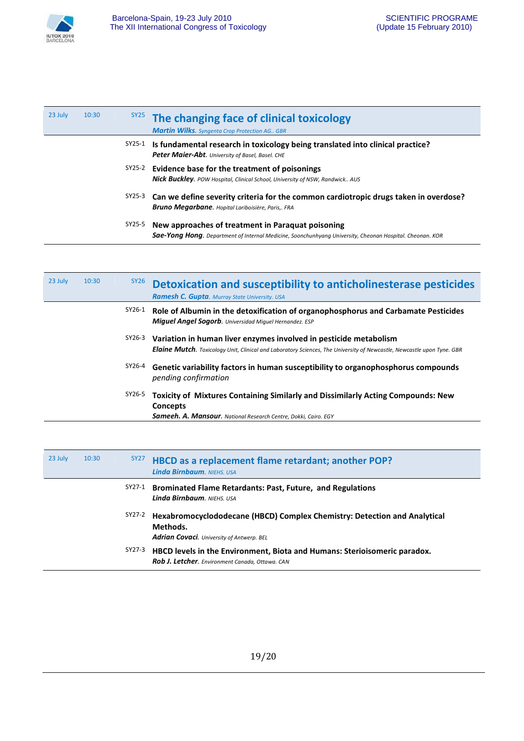23 July | 10:30 | SY25

## The changing face of clinical toxicology

***Martin Wilks****. Syngenta Crop Protection AG.. GBR*

SY25-1 **Is fundamental research in toxicology being translated into clinical practice?**
***Peter Maier-Abt****. University of Basel, Basel. CHE*

SY25-2 **Evidence base for the treatment of poisonings**
***Nick Buckley****. POW Hospital, Clinical School, University of NSW, Randwick.. AUS*

SY25-3 **Can we define severity criteria for the common cardiotropic drugs taken in overdose?**
***Bruno Megarbane****. Hopital Lariboisière, Paris,. FRA*

SY25-5 **New approaches of treatment in Paraquat poisoning**
***Sae-Yong Hong****. Department of Internal Medicine, Soonchunhyang University, Cheonan Hospital. Cheonan. KOR*

---

23 July | 10:30 | SY26

## Detoxication and susceptibility to anticholinesterase pesticides

***Ramesh C. Gupta****. Murray State University. USA*

SY26-1 **Role of Albumin in the detoxification of organophosphorus and Carbamate Pesticides**
***Miguel Angel Sogorb****. Universidad Miguel Hernandez. ESP*

SY26-3 **Variation in human liver enzymes involved in pesticide metabolism**
***Elaine Mutch****. Toxicology Unit, Clinical and Laboratory Sciences, The University of Newcastle, Newcastle upon Tyne. GBR*

SY26-4 **Genetic variability factors in human susceptibility to organophosphorus compounds**
*pending confirmation*

SY26-5 **Toxicity of Mixtures Containing Similarly and Dissimilarly Acting Compounds: New Concepts**
***Sameeh. A. Mansour****. National Research Centre, Dokki, Cairo. EGY*

---

23 July | 10:30 | SY27

## HBCD as a replacement flame retardant; another POP?

***Linda Birnbaum****. NIEHS. USA*

SY27-1 **Brominated Flame Retardants: Past, Future, and Regulations**
***Linda Birnbaum****. NIEHS. USA*

SY27-2 **Hexabromocyclododecane (HBCD) Complex Chemistry: Detection and Analytical Methods.**
***Adrian Covaci****. University of Antwerp. BEL*

SY27-3 **HBCD levels in the Environment, Biota and Humans: Sterioisomeric paradox.**
***Rob J. Letcher****. Environment Canada, Ottawa. CAN*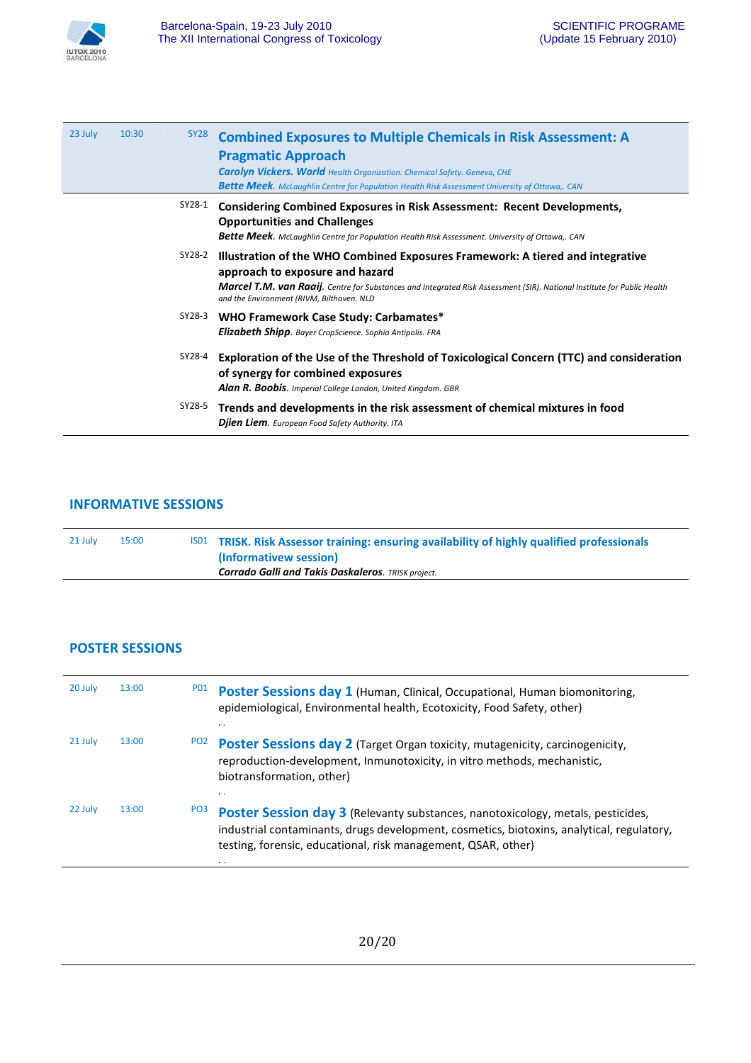| | | | |
|---|---|---|---|
| 23 July | 10:30 | SY28 | **Combined Exposures to Multiple Chemicals in Risk Assessment: A Pragmatic Approach**<br>***Carolyn Vickers. World*** *Health Organization. Chemical Safety. Geneva, CHE*<br>***Bette Meek.*** *McLaughlin Centre for Population Health Risk Assessment University of Ottawa,. CAN* |
| | | SY28-1 | **Considering Combined Exposures in Risk Assessment: Recent Developments, Opportunities and Challenges**<br>***Bette Meek.*** *McLaughlin Centre for Population Health Risk Assessment. University of Ottawa,. CAN* |
| | | SY28-2 | **Illustration of the WHO Combined Exposures Framework: A tiered and integrative approach to exposure and hazard**<br>***Marcel T.M. van Raaij.*** *Centre for Substances and Integrated Risk Assessment (SIR). National Institute for Public Health and the Environment (RIVM, Bilthoven. NLD* |
| | | SY28-3 | **WHO Framework Case Study: Carbamates***<br>***Elizabeth Shipp.*** *Bayer CropScience. Sophia Antipolis. FRA* |
| | | SY28-4 | **Exploration of the Use of the Threshold of Toxicological Concern (TTC) and consideration of synergy for combined exposures**<br>***Alan R. Boobis.*** *Imperial College London, United Kingdom. GBR* |
| | | SY28-5 | **Trends and developments in the risk assessment of chemical mixtures in food**<br>***Djien Liem.*** *European Food Safety Authority. ITA* |

## INFORMATIVE SESSIONS

| | | | |
|---|---|---|---|
| 21 July | 15:00 | IS01 | **TRISK. Risk Assessor training: ensuring availability of highly qualified professionals (Informativew session)**<br>***Corrado Galli and Takis Daskaleros.*** *TRISK project.* |

## POSTER SESSIONS

| | | | |
|---|---|---|---|
| 20 July | 13:00 | P01 | **Poster Sessions day 1** (Human, Clinical, Occupational, Human biomonitoring, epidemiological, Environmental health, Ecotoxicity, Food Safety, other) |
| 21 July | 13:00 | PO2 | **Poster Sessions day 2** (Target Organ toxicity, mutagenicity, carcinogenicity, reproduction-development, Inmunotoxicity, in vitro methods, mechanistic, biotransformation, other) |
| 22 July | 13:00 | PO3 | **Poster Session day 3** (Relevanty substances, nanotoxicology, metals, pesticides, industrial contaminants, drugs development, cosmetics, biotoxins, analytical, regulatory, testing, forensic, educational, risk management, QSAR, other) |